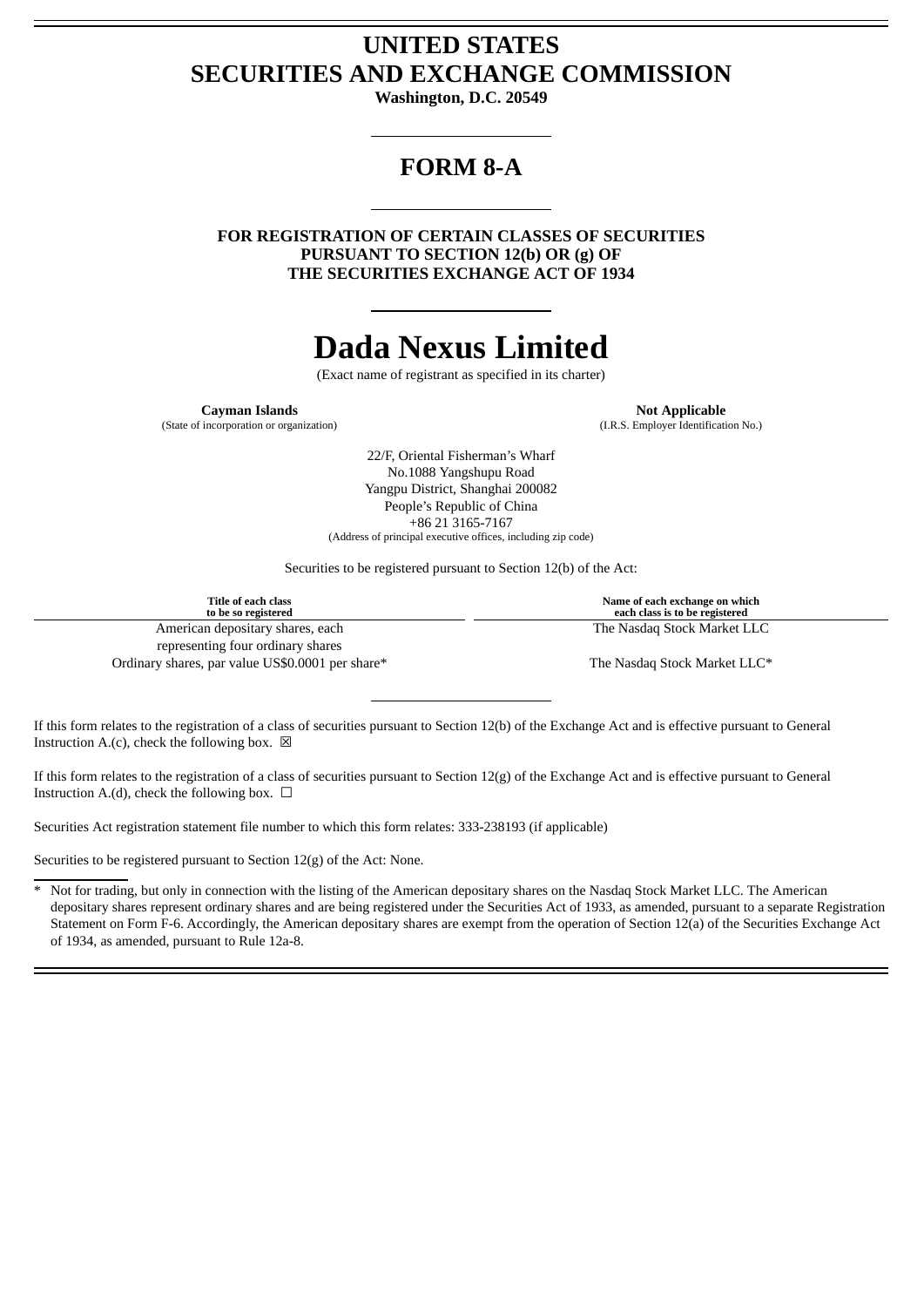# UNITED STATES
# SECURITIES AND EXCHANGE COMMISSION

**Washington, D.C. 20549**

## FORM 8-A

**FOR REGISTRATION OF CERTAIN CLASSES OF SECURITIES PURSUANT TO SECTION 12(b) OR (g) OF THE SECURITIES EXCHANGE ACT OF 1934**

# Dada Nexus Limited

(Exact name of registrant as specified in its charter)

| **Cayman Islands** | **Not Applicable** |
|---|---|
| (State of incorporation or organization) | (I.R.S. Employer Identification No.) |

22/F, Oriental Fisherman's Wharf
No.1088 Yangshupu Road
Yangpu District, Shanghai 200082
People's Republic of China
+86 21 3165-7167
(Address of principal executive offices, including zip code)

Securities to be registered pursuant to Section 12(b) of the Act:

| Title of each class to be so registered | Name of each exchange on which each class is to be registered |
|---|---|
| American depositary shares, each representing four ordinary shares | The Nasdaq Stock Market LLC |
| Ordinary shares, par value US$0.0001 per share* | The Nasdaq Stock Market LLC* |

If this form relates to the registration of a class of securities pursuant to Section 12(b) of the Exchange Act and is effective pursuant to General Instruction A.(c), check the following box. ☒

If this form relates to the registration of a class of securities pursuant to Section 12(g) of the Exchange Act and is effective pursuant to General Instruction A.(d), check the following box. ☐

Securities Act registration statement file number to which this form relates: 333-238193 (if applicable)

Securities to be registered pursuant to Section 12(g) of the Act: None.

* Not for trading, but only in connection with the listing of the American depositary shares on the Nasdaq Stock Market LLC. The American depositary shares represent ordinary shares and are being registered under the Securities Act of 1933, as amended, pursuant to a separate Registration Statement on Form F-6. Accordingly, the American depositary shares are exempt from the operation of Section 12(a) of the Securities Exchange Act of 1934, as amended, pursuant to Rule 12a-8.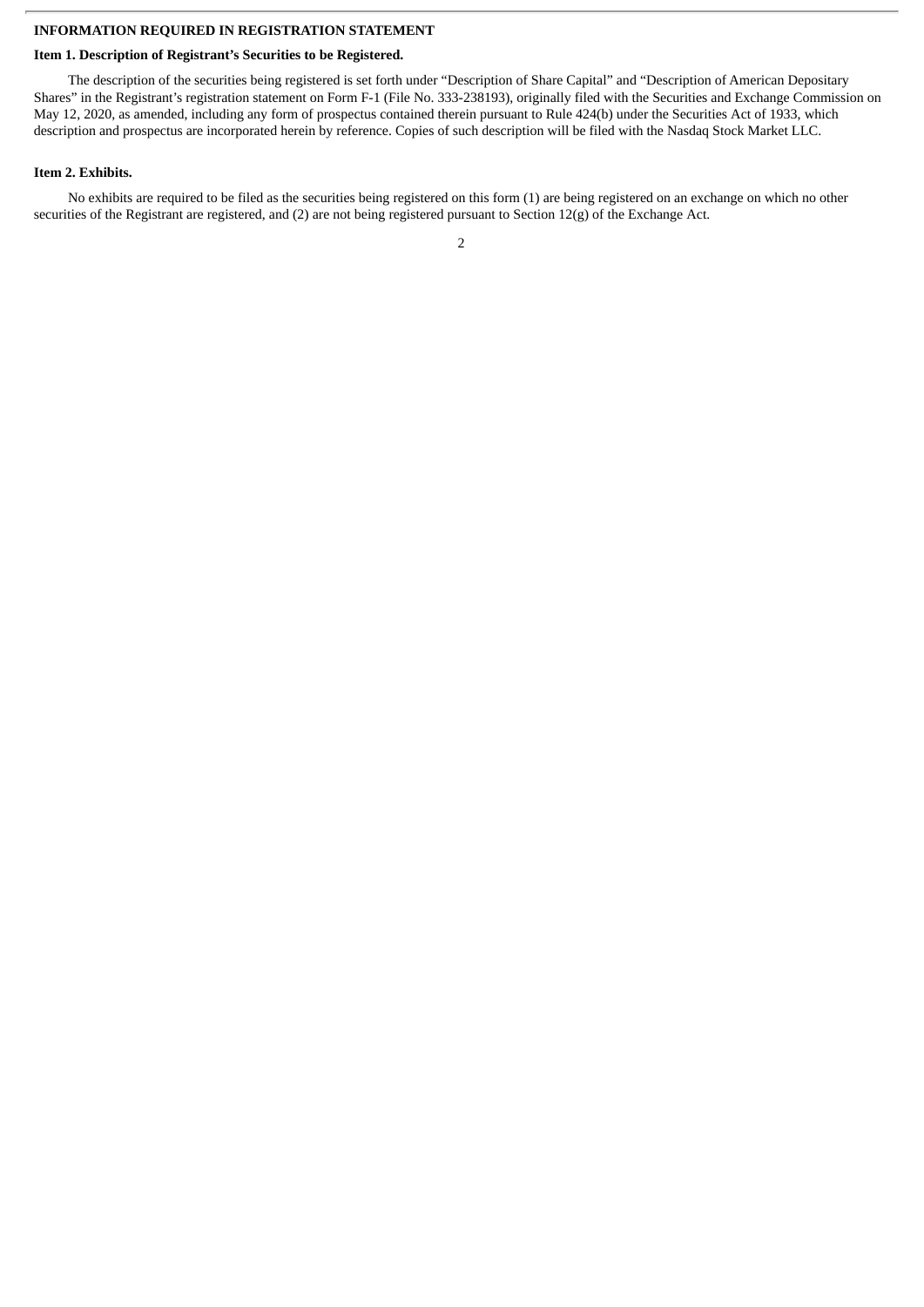## INFORMATION REQUIRED IN REGISTRATION STATEMENT

### Item 1. Description of Registrant's Securities to be Registered.

The description of the securities being registered is set forth under "Description of Share Capital" and "Description of American Depositary Shares" in the Registrant's registration statement on Form F-1 (File No. 333-238193), originally filed with the Securities and Exchange Commission on May 12, 2020, as amended, including any form of prospectus contained therein pursuant to Rule 424(b) under the Securities Act of 1933, which description and prospectus are incorporated herein by reference. Copies of such description will be filed with the Nasdaq Stock Market LLC.

### Item 2. Exhibits.

No exhibits are required to be filed as the securities being registered on this form (1) are being registered on an exchange on which no other securities of the Registrant are registered, and (2) are not being registered pursuant to Section 12(g) of the Exchange Act.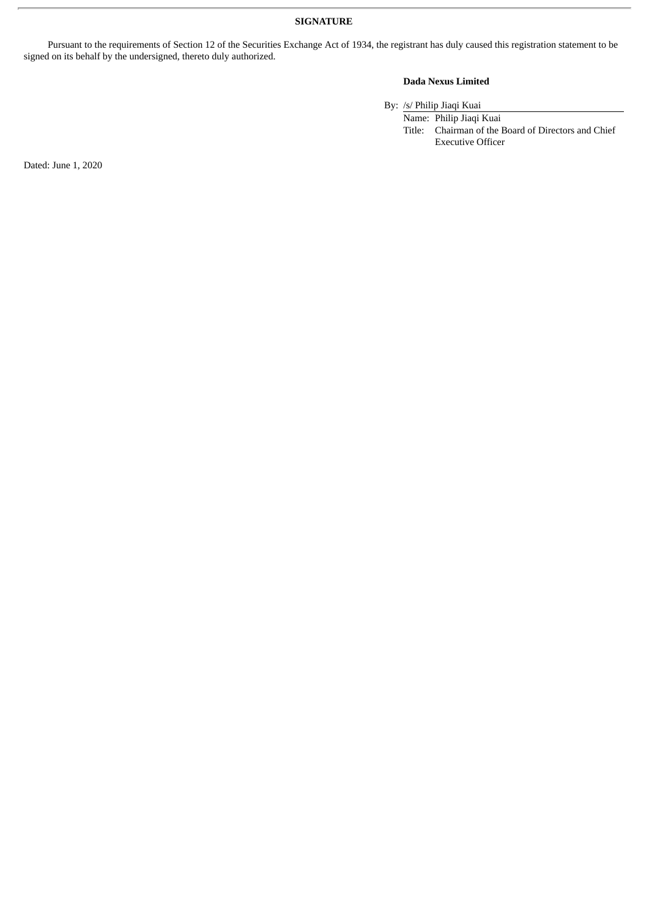## SIGNATURE

Pursuant to the requirements of Section 12 of the Securities Exchange Act of 1934, the registrant has duly caused this registration statement to be signed on its behalf by the undersigned, thereto duly authorized.

**Dada Nexus Limited**

By: /s/ Philip Jiaqi Kuai

Name: Philip Jiaqi Kuai

Title: Chairman of the Board of Directors and Chief Executive Officer

Dated: June 1, 2020